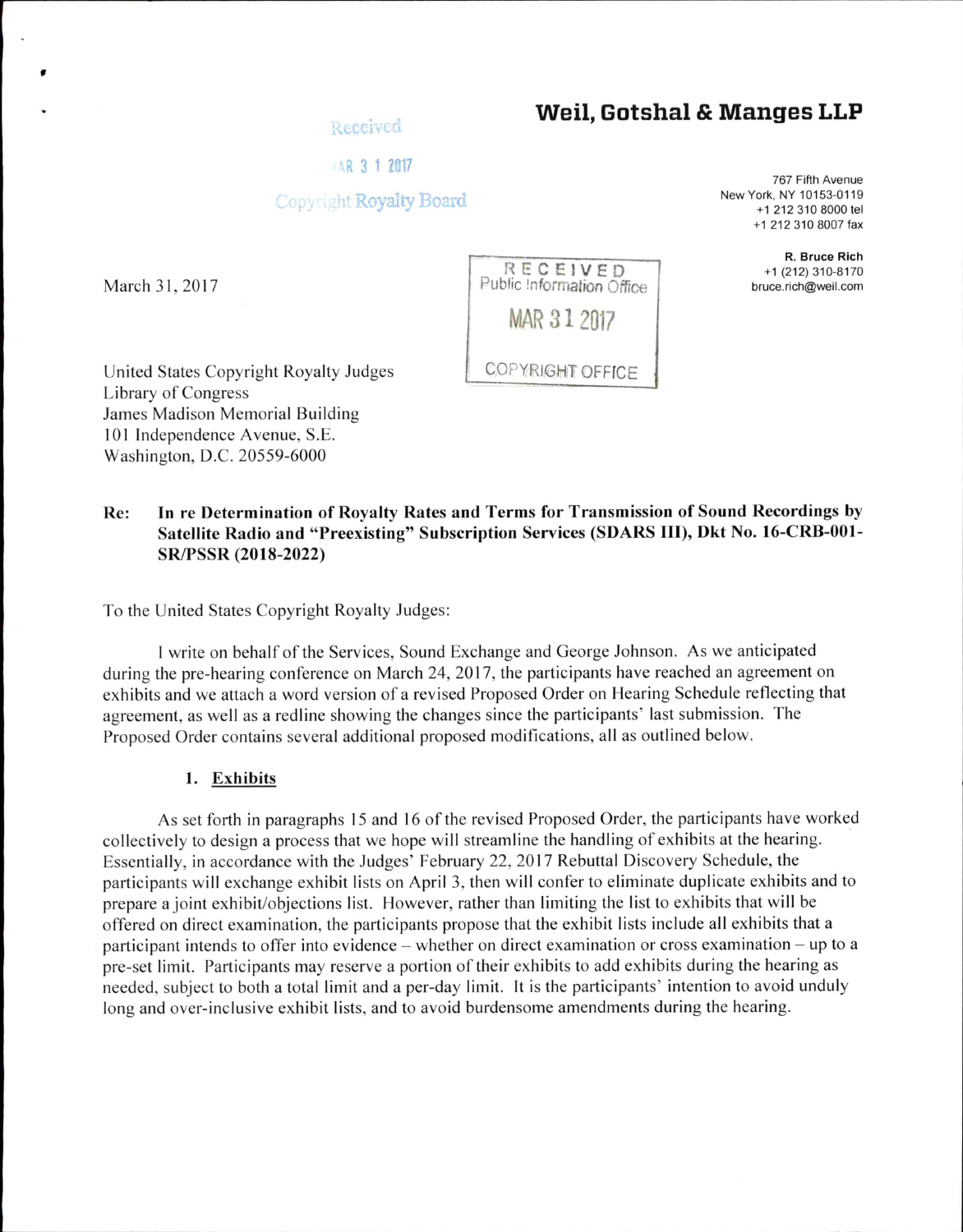Received

MAR 3 1 2017

Copyright Royalty Board

**Weil, Gotshal & Manges LLP**

767 Fifth Avenue
New York, NY 10153-0119
+1 212 310 8000 tel
+1 212 310 8007 fax

**R. Bruce Rich**
+1 (212) 310-8170
bruce.rich@weil.com

RECEIVED
Public Information Office
MAR 31 2017
COPYRIGHT OFFICE

March 31, 2017

United States Copyright Royalty Judges
Library of Congress
James Madison Memorial Building
101 Independence Avenue, S.E.
Washington, D.C. 20559-6000

**Re: In re Determination of Royalty Rates and Terms for Transmission of Sound Recordings by Satellite Radio and "Preexisting" Subscription Services (SDARS III), Dkt No. 16-CRB-001-SR/PSSR (2018-2022)**

To the United States Copyright Royalty Judges:

I write on behalf of the Services, Sound Exchange and George Johnson. As we anticipated during the pre-hearing conference on March 24, 2017, the participants have reached an agreement on exhibits and we attach a word version of a revised Proposed Order on Hearing Schedule reflecting that agreement, as well as a redline showing the changes since the participants' last submission. The Proposed Order contains several additional proposed modifications, all as outlined below.

**1. Exhibits**

As set forth in paragraphs 15 and 16 of the revised Proposed Order, the participants have worked collectively to design a process that we hope will streamline the handling of exhibits at the hearing. Essentially, in accordance with the Judges' February 22, 2017 Rebuttal Discovery Schedule, the participants will exchange exhibit lists on April 3, then will confer to eliminate duplicate exhibits and to prepare a joint exhibit/objections list. However, rather than limiting the list to exhibits that will be offered on direct examination, the participants propose that the exhibit lists include all exhibits that a participant intends to offer into evidence – whether on direct examination or cross examination – up to a pre-set limit. Participants may reserve a portion of their exhibits to add exhibits during the hearing as needed, subject to both a total limit and a per-day limit. It is the participants' intention to avoid unduly long and over-inclusive exhibit lists, and to avoid burdensome amendments during the hearing.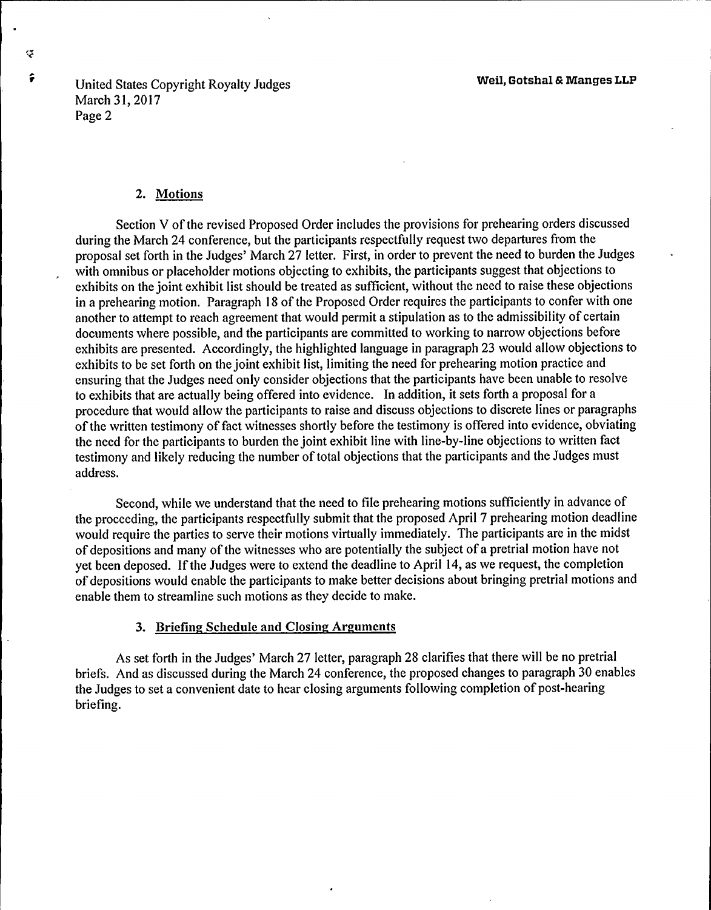## 2. Motions

Section V of the revised Proposed Order includes the provisions for prehearing orders discussed during the March 24 conference, but the participants respectfully request two departures from the proposal set forth in the Judges' March 27 letter. First, in order to prevent the need to burden the Judges with omnibus or placeholder motions objecting to exhibits, the participants suggest that objections to exhibits on the joint exhibit list should be treated as sufficient, without the need to raise these objections in a prehearing motion. Paragraph 18 of the Proposed Order requires the participants to confer with one another to attempt to reach agreement that would permit a stipulation as to the admissibility of certain documents where possible, and the participants are committed to working to narrow objections before exhibits are presented. Accordingly, the highlighted language in paragraph 23 would allow objections to exhibits to be set forth on the joint exhibit list, limiting the need for prehearing motion practice and ensuring that the Judges need only consider objections that the participants have been unable to resolve to exhibits that are actually being offered into evidence. In addition, it sets forth a proposal for a procedure that would allow the participants to raise and discuss objections to discrete lines or paragraphs of the written testimony of fact witnesses shortly before the testimony is offered into evidence, obviating the need for the participants to burden the joint exhibit line with line-by-line objections to written fact testimony and likely reducing the number of total objections that the participants and the Judges must address.

Second, while we understand that the need to file prehearing motions sufficiently in advance of the proceeding, the participants respectfully submit that the proposed April 7 prehearing motion deadline would require the parties to serve their motions virtually immediately. The participants are in the midst of depositions and many of the witnesses who are potentially the subject of a pretrial motion have not yet been deposed. If the Judges were to extend the deadline to April 14, as we request, the completion of depositions would enable the participants to make better decisions about bringing pretrial motions and enable them to streamline such motions as they decide to make.

## 3. Briefing Schedule and Closing Arguments

As set forth in the Judges' March 27 letter, paragraph 28 clarifies that there will be no pretrial briefs. And as discussed during the March 24 conference, the proposed changes to paragraph 30 enables the Judges to set a convenient date to hear closing arguments following completion of post-hearing briefing.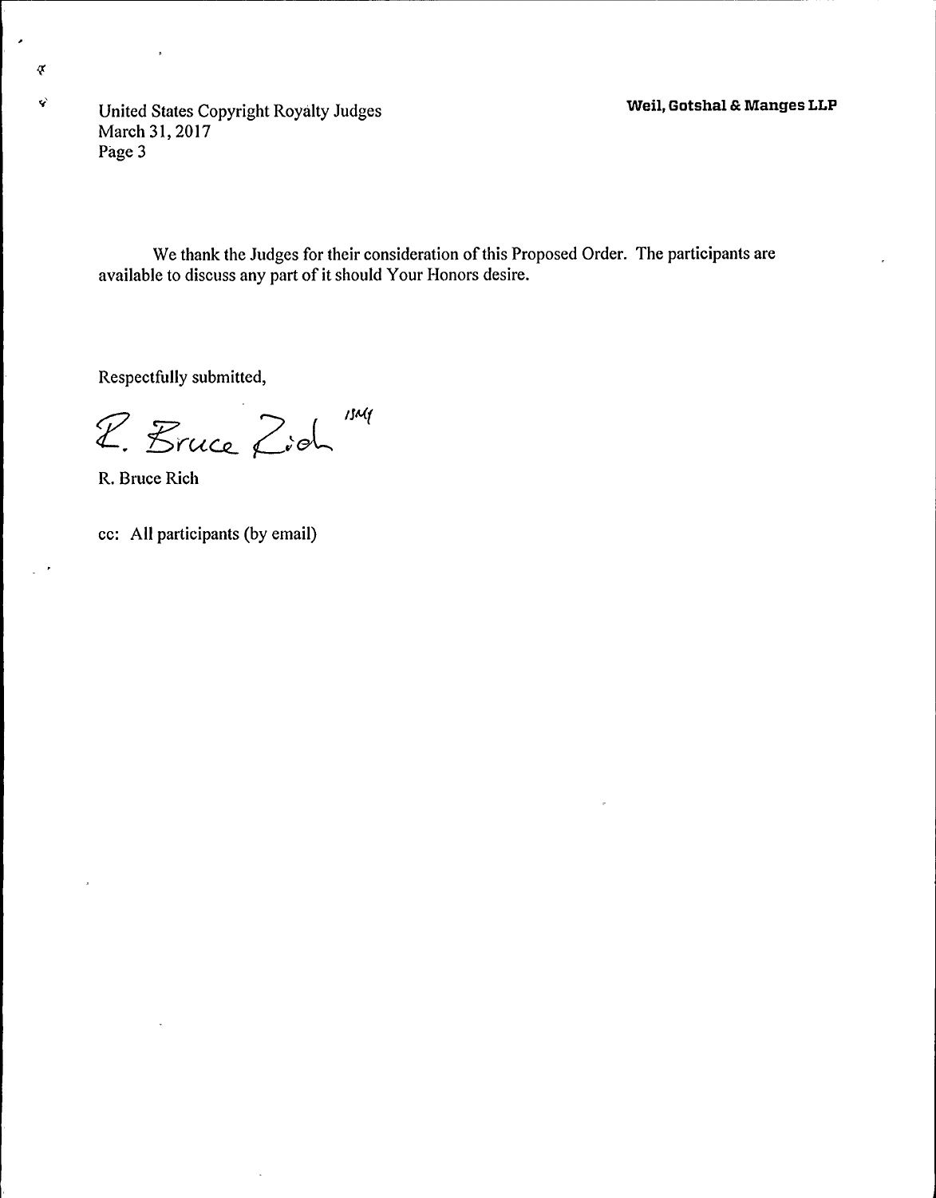We thank the Judges for their consideration of this Proposed Order. The participants are available to discuss any part of it should Your Honors desire.

Respectfully submitted,

R. Bruce Rich

cc: All participants (by email)